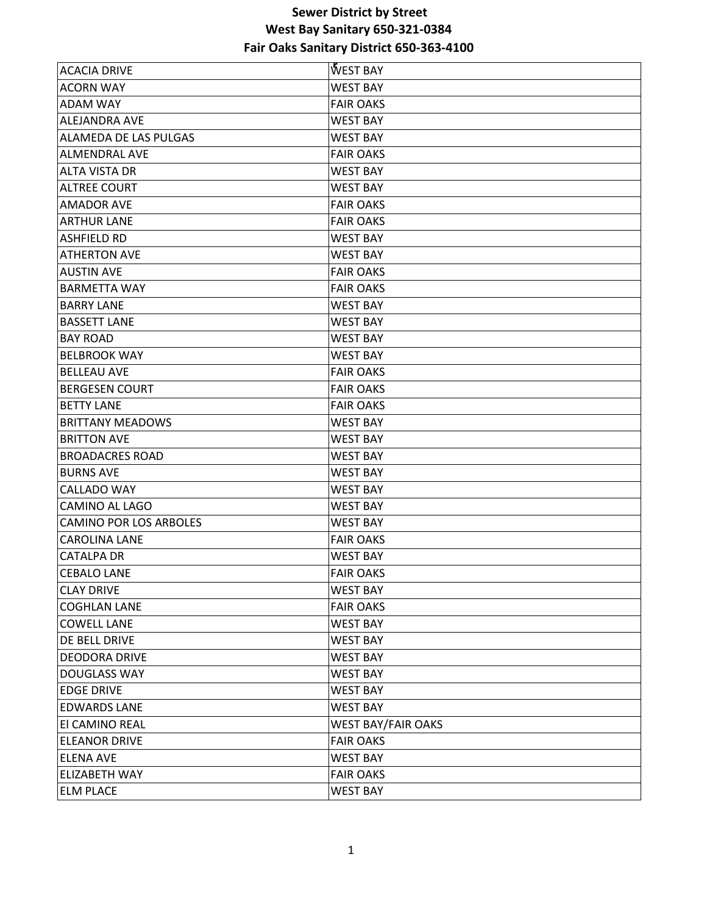# Sewer District by Street

## West Bay Sanitary 650-321-0384

## Fair Oaks Sanitary District 650-363-4100

| | |
|---|---|
| ACACIA DRIVE | WEST BAY |
| ACORN WAY | WEST BAY |
| ADAM WAY | FAIR OAKS |
| ALEJANDRA AVE | WEST BAY |
| ALAMEDA DE LAS PULGAS | WEST BAY |
| ALMENDRAL AVE | FAIR OAKS |
| ALTA VISTA DR | WEST BAY |
| ALTREE COURT | WEST BAY |
| AMADOR AVE | FAIR OAKS |
| ARTHUR LANE | FAIR OAKS |
| ASHFIELD RD | WEST BAY |
| ATHERTON AVE | WEST BAY |
| AUSTIN AVE | FAIR OAKS |
| BARMETTA WAY | FAIR OAKS |
| BARRY LANE | WEST BAY |
| BASSETT LANE | WEST BAY |
| BAY ROAD | WEST BAY |
| BELBROOK WAY | WEST BAY |
| BELLEAU AVE | FAIR OAKS |
| BERGESEN COURT | FAIR OAKS |
| BETTY LANE | FAIR OAKS |
| BRITTANY MEADOWS | WEST BAY |
| BRITTON AVE | WEST BAY |
| BROADACRES ROAD | WEST BAY |
| BURNS AVE | WEST BAY |
| CALLADO WAY | WEST BAY |
| CAMINO AL LAGO | WEST BAY |
| CAMINO POR LOS ARBOLES | WEST BAY |
| CAROLINA LANE | FAIR OAKS |
| CATALPA DR | WEST BAY |
| CEBALO LANE | FAIR OAKS |
| CLAY DRIVE | WEST BAY |
| COGHLAN LANE | FAIR OAKS |
| COWELL LANE | WEST BAY |
| DE BELL DRIVE | WEST BAY |
| DEODORA DRIVE | WEST BAY |
| DOUGLASS WAY | WEST BAY |
| EDGE DRIVE | WEST BAY |
| EDWARDS LANE | WEST BAY |
| El CAMINO REAL | WEST BAY/FAIR OAKS |
| ELEANOR DRIVE | FAIR OAKS |
| ELENA AVE | WEST BAY |
| ELIZABETH WAY | FAIR OAKS |
| ELM PLACE | WEST BAY |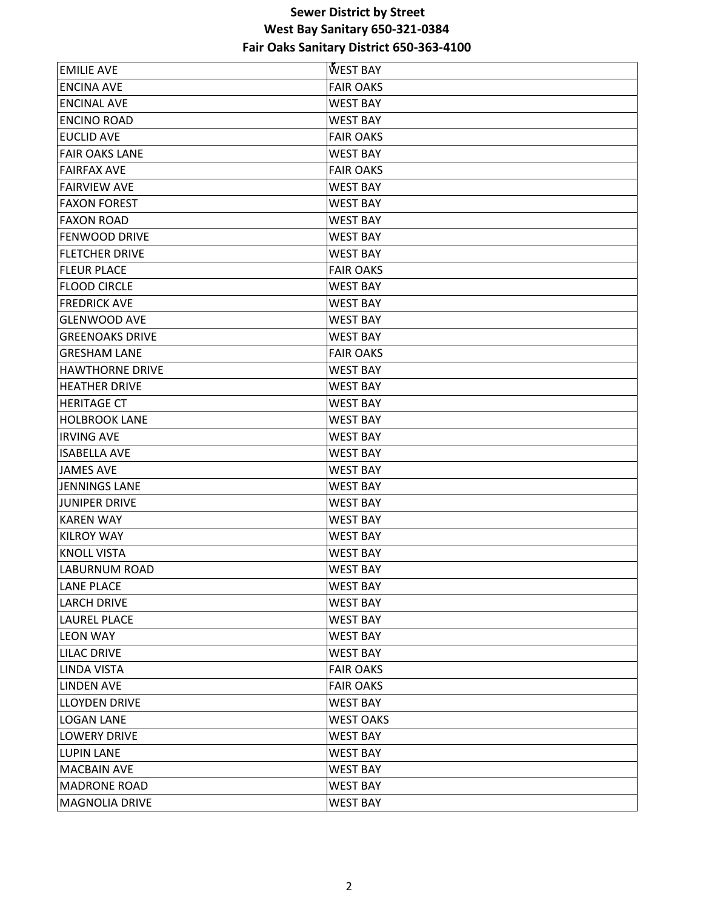**Sewer District by Street**
**West Bay Sanitary 650-321-0384**
**Fair Oaks Sanitary District 650-363-4100**

| | |
|---|---|
| EMILIE AVE | WEST BAY |
| ENCINA AVE | FAIR OAKS |
| ENCINAL AVE | WEST BAY |
| ENCINO ROAD | WEST BAY |
| EUCLID AVE | FAIR OAKS |
| FAIR OAKS LANE | WEST BAY |
| FAIRFAX AVE | FAIR OAKS |
| FAIRVIEW AVE | WEST BAY |
| FAXON FOREST | WEST BAY |
| FAXON ROAD | WEST BAY |
| FENWOOD DRIVE | WEST BAY |
| FLETCHER DRIVE | WEST BAY |
| FLEUR PLACE | FAIR OAKS |
| FLOOD CIRCLE | WEST BAY |
| FREDRICK AVE | WEST BAY |
| GLENWOOD AVE | WEST BAY |
| GREENOAKS DRIVE | WEST BAY |
| GRESHAM LANE | FAIR OAKS |
| HAWTHORNE DRIVE | WEST BAY |
| HEATHER DRIVE | WEST BAY |
| HERITAGE CT | WEST BAY |
| HOLBROOK LANE | WEST BAY |
| IRVING AVE | WEST BAY |
| ISABELLA AVE | WEST BAY |
| JAMES AVE | WEST BAY |
| JENNINGS LANE | WEST BAY |
| JUNIPER DRIVE | WEST BAY |
| KAREN WAY | WEST BAY |
| KILROY WAY | WEST BAY |
| KNOLL VISTA | WEST BAY |
| LABURNUM ROAD | WEST BAY |
| LANE PLACE | WEST BAY |
| LARCH DRIVE | WEST BAY |
| LAUREL PLACE | WEST BAY |
| LEON WAY | WEST BAY |
| LILAC DRIVE | WEST BAY |
| LINDA VISTA | FAIR OAKS |
| LINDEN AVE | FAIR OAKS |
| LLOYDEN DRIVE | WEST BAY |
| LOGAN LANE | WEST OAKS |
| LOWERY DRIVE | WEST BAY |
| LUPIN LANE | WEST BAY |
| MACBAIN AVE | WEST BAY |
| MADRONE ROAD | WEST BAY |
| MAGNOLIA DRIVE | WEST BAY |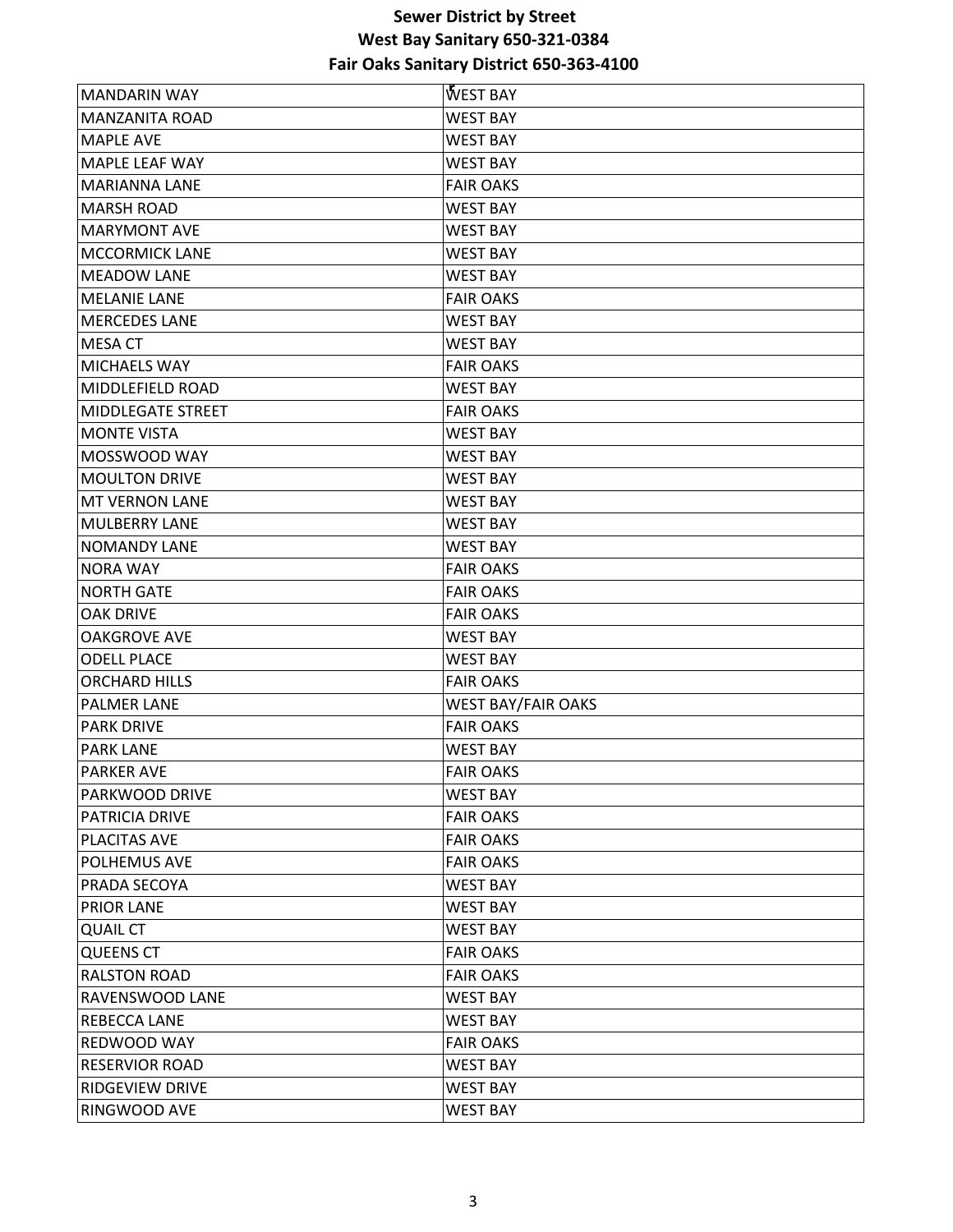# Sewer District by Street
## West Bay Sanitary 650-321-0384
## Fair Oaks Sanitary District 650-363-4100

| | |
|---|---|
| MANDARIN WAY | WEST BAY |
| MANZANITA ROAD | WEST BAY |
| MAPLE AVE | WEST BAY |
| MAPLE LEAF WAY | WEST BAY |
| MARIANNA LANE | FAIR OAKS |
| MARSH ROAD | WEST BAY |
| MARYMONT AVE | WEST BAY |
| MCCORMICK LANE | WEST BAY |
| MEADOW LANE | WEST BAY |
| MELANIE LANE | FAIR OAKS |
| MERCEDES LANE | WEST BAY |
| MESA CT | WEST BAY |
| MICHAELS WAY | FAIR OAKS |
| MIDDLEFIELD ROAD | WEST BAY |
| MIDDLEGATE STREET | FAIR OAKS |
| MONTE VISTA | WEST BAY |
| MOSSWOOD WAY | WEST BAY |
| MOULTON DRIVE | WEST BAY |
| MT VERNON LANE | WEST BAY |
| MULBERRY LANE | WEST BAY |
| NOMANDY LANE | WEST BAY |
| NORA WAY | FAIR OAKS |
| NORTH GATE | FAIR OAKS |
| OAK DRIVE | FAIR OAKS |
| OAKGROVE AVE | WEST BAY |
| ODELL PLACE | WEST BAY |
| ORCHARD HILLS | FAIR OAKS |
| PALMER LANE | WEST BAY/FAIR OAKS |
| PARK DRIVE | FAIR OAKS |
| PARK LANE | WEST BAY |
| PARKER AVE | FAIR OAKS |
| PARKWOOD DRIVE | WEST BAY |
| PATRICIA DRIVE | FAIR OAKS |
| PLACITAS AVE | FAIR OAKS |
| POLHEMUS AVE | FAIR OAKS |
| PRADA SECOYA | WEST BAY |
| PRIOR LANE | WEST BAY |
| QUAIL CT | WEST BAY |
| QUEENS CT | FAIR OAKS |
| RALSTON ROAD | FAIR OAKS |
| RAVENSWOOD LANE | WEST BAY |
| REBECCA LANE | WEST BAY |
| REDWOOD WAY | FAIR OAKS |
| RESERVIOR ROAD | WEST BAY |
| RIDGEVIEW DRIVE | WEST BAY |
| RINGWOOD AVE | WEST BAY |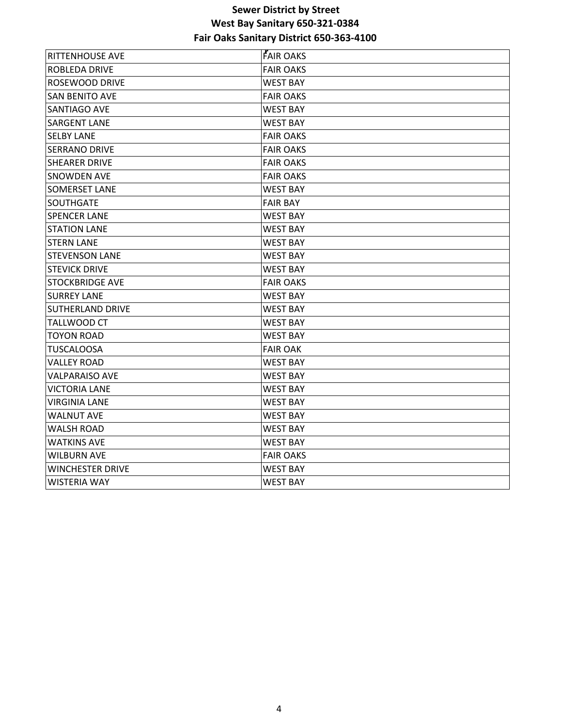**Sewer District by Street**
**West Bay Sanitary 650-321-0384**
**Fair Oaks Sanitary District 650-363-4100**

| | |
|---|---|
| RITTENHOUSE AVE | FAIR OAKS |
| ROBLEDA DRIVE | FAIR OAKS |
| ROSEWOOD DRIVE | WEST BAY |
| SAN BENITO AVE | FAIR OAKS |
| SANTIAGO AVE | WEST BAY |
| SARGENT LANE | WEST BAY |
| SELBY LANE | FAIR OAKS |
| SERRANO DRIVE | FAIR OAKS |
| SHEARER DRIVE | FAIR OAKS |
| SNOWDEN AVE | FAIR OAKS |
| SOMERSET LANE | WEST BAY |
| SOUTHGATE | FAIR BAY |
| SPENCER LANE | WEST BAY |
| STATION LANE | WEST BAY |
| STERN LANE | WEST BAY |
| STEVENSON LANE | WEST BAY |
| STEVICK DRIVE | WEST BAY |
| STOCKBRIDGE AVE | FAIR OAKS |
| SURREY LANE | WEST BAY |
| SUTHERLAND DRIVE | WEST BAY |
| TALLWOOD CT | WEST BAY |
| TOYON ROAD | WEST BAY |
| TUSCALOOSA | FAIR OAK |
| VALLEY ROAD | WEST BAY |
| VALPARAISO AVE | WEST BAY |
| VICTORIA LANE | WEST BAY |
| VIRGINIA LANE | WEST BAY |
| WALNUT AVE | WEST BAY |
| WALSH ROAD | WEST BAY |
| WATKINS AVE | WEST BAY |
| WILBURN AVE | FAIR OAKS |
| WINCHESTER DRIVE | WEST BAY |
| WISTERIA WAY | WEST BAY |